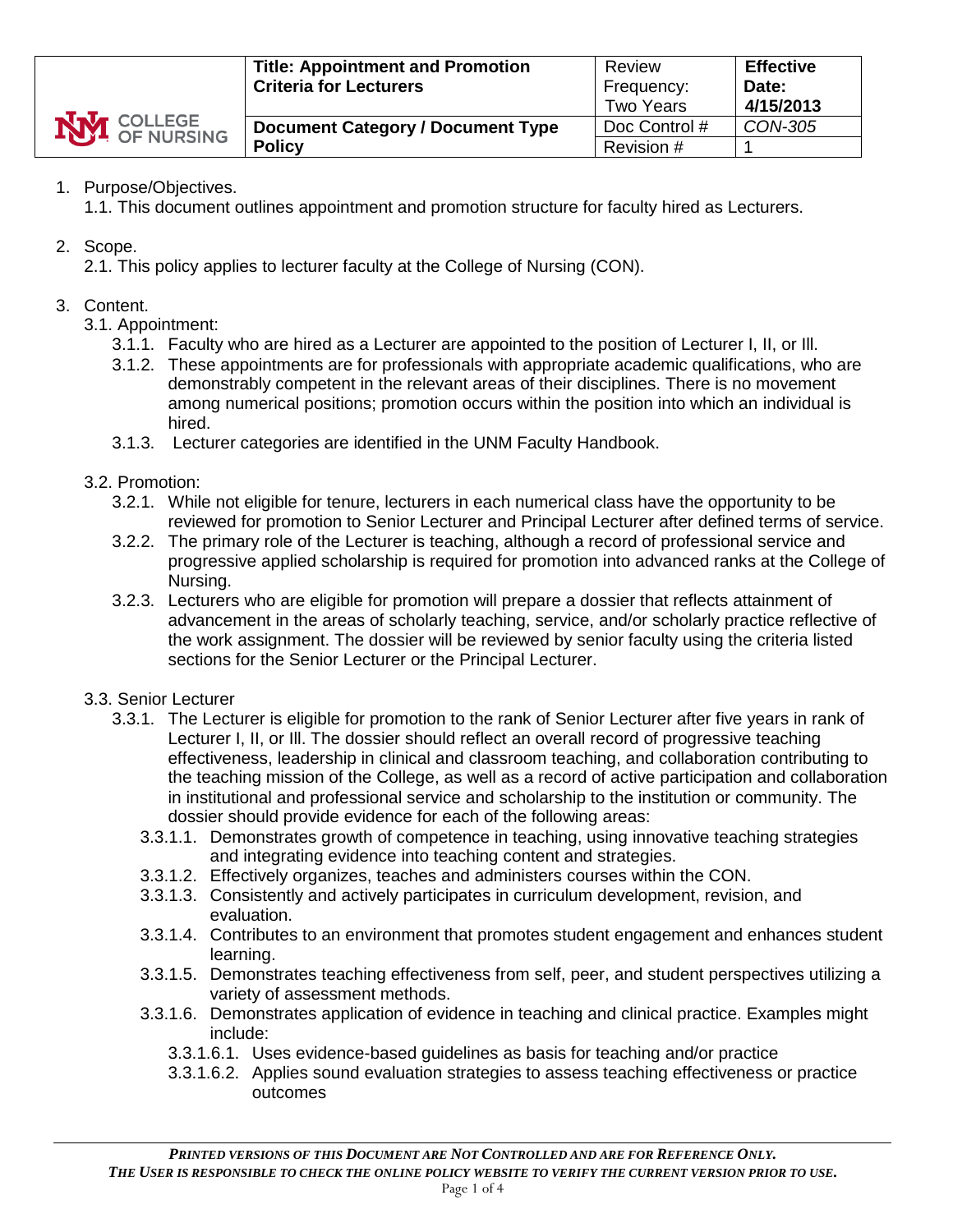| | Title: Appointment and Promotion Criteria for Lecturers | Review Frequency: Two Years | Effective Date: 4/15/2013 |
|---|---|---|---|
| COLLEGE OF NURSING | Document Category / Document Type | Doc Control # | *CON-305* |
| | Policy | Revision # | 1 |

1. Purpose/Objectives.
   1.1. This document outlines appointment and promotion structure for faculty hired as Lecturers.

2. Scope.
   2.1. This policy applies to lecturer faculty at the College of Nursing (CON).

3. Content.
   3.1. Appointment:
      3.1.1. Faculty who are hired as a Lecturer are appointed to the position of Lecturer I, II, or Ill.
      3.1.2. These appointments are for professionals with appropriate academic qualifications, who are demonstrably competent in the relevant areas of their disciplines. There is no movement among numerical positions; promotion occurs within the position into which an individual is hired.
      3.1.3. Lecturer categories are identified in the UNM Faculty Handbook.

   3.2. Promotion:
      3.2.1. While not eligible for tenure, lecturers in each numerical class have the opportunity to be reviewed for promotion to Senior Lecturer and Principal Lecturer after defined terms of service.
      3.2.2. The primary role of the Lecturer is teaching, although a record of professional service and progressive applied scholarship is required for promotion into advanced ranks at the College of Nursing.
      3.2.3. Lecturers who are eligible for promotion will prepare a dossier that reflects attainment of advancement in the areas of scholarly teaching, service, and/or scholarly practice reflective of the work assignment. The dossier will be reviewed by senior faculty using the criteria listed sections for the Senior Lecturer or the Principal Lecturer.

   3.3. Senior Lecturer
      3.3.1. The Lecturer is eligible for promotion to the rank of Senior Lecturer after five years in rank of Lecturer I, II, or Ill. The dossier should reflect an overall record of progressive teaching effectiveness, leadership in clinical and classroom teaching, and collaboration contributing to the teaching mission of the College, as well as a record of active participation and collaboration in institutional and professional service and scholarship to the institution or community. The dossier should provide evidence for each of the following areas:
         3.3.1.1. Demonstrates growth of competence in teaching, using innovative teaching strategies and integrating evidence into teaching content and strategies.
         3.3.1.2. Effectively organizes, teaches and administers courses within the CON.
         3.3.1.3. Consistently and actively participates in curriculum development, revision, and evaluation.
         3.3.1.4. Contributes to an environment that promotes student engagement and enhances student learning.
         3.3.1.5. Demonstrates teaching effectiveness from self, peer, and student perspectives utilizing a variety of assessment methods.
         3.3.1.6. Demonstrates application of evidence in teaching and clinical practice. Examples might include:
            3.3.1.6.1. Uses evidence-based guidelines as basis for teaching and/or practice
            3.3.1.6.2. Applies sound evaluation strategies to assess teaching effectiveness or practice outcomes

***Printed versions of this Document are Not Controlled and are for Reference Only.***
***The User is responsible to check the online policy website to verify the current version prior to use.***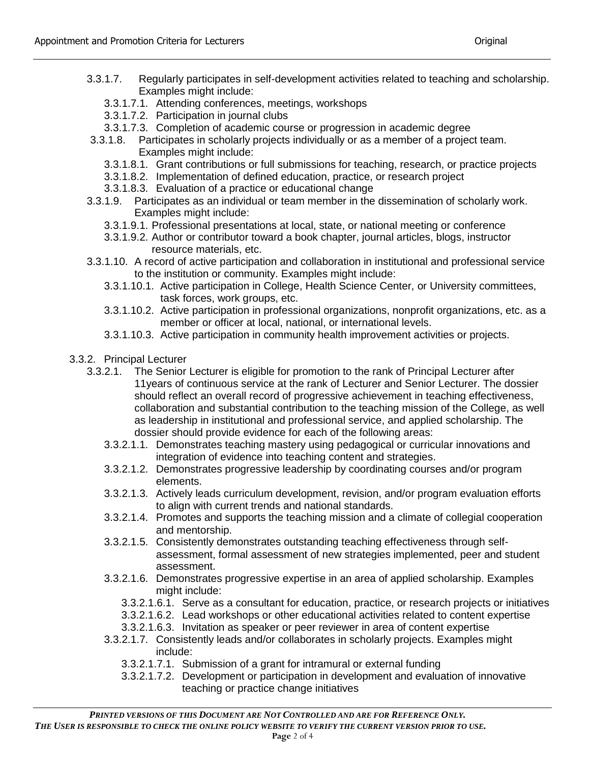- 3.3.1.7. Regularly participates in self-development activities related to teaching and scholarship. Examples might include:
  - 3.3.1.7.1. Attending conferences, meetings, workshops
  - 3.3.1.7.2. Participation in journal clubs
  - 3.3.1.7.3. Completion of academic course or progression in academic degree
- 3.3.1.8. Participates in scholarly projects individually or as a member of a project team. Examples might include:
  - 3.3.1.8.1. Grant contributions or full submissions for teaching, research, or practice projects
  - 3.3.1.8.2. Implementation of defined education, practice, or research project
  - 3.3.1.8.3. Evaluation of a practice or educational change
- 3.3.1.9. Participates as an individual or team member in the dissemination of scholarly work. Examples might include:
  - 3.3.1.9.1. Professional presentations at local, state, or national meeting or conference
  - 3.3.1.9.2. Author or contributor toward a book chapter, journal articles, blogs, instructor resource materials, etc.
- 3.3.1.10. A record of active participation and collaboration in institutional and professional service to the institution or community. Examples might include:
  - 3.3.1.10.1. Active participation in College, Health Science Center, or University committees, task forces, work groups, etc.
  - 3.3.1.10.2. Active participation in professional organizations, nonprofit organizations, etc. as a member or officer at local, national, or international levels.
  - 3.3.1.10.3. Active participation in community health improvement activities or projects.

3.3.2. Principal Lecturer

- 3.3.2.1. The Senior Lecturer is eligible for promotion to the rank of Principal Lecturer after 11years of continuous service at the rank of Lecturer and Senior Lecturer. The dossier should reflect an overall record of progressive achievement in teaching effectiveness, collaboration and substantial contribution to the teaching mission of the College, as well as leadership in institutional and professional service, and applied scholarship. The dossier should provide evidence for each of the following areas:
  - 3.3.2.1.1. Demonstrates teaching mastery using pedagogical or curricular innovations and integration of evidence into teaching content and strategies.
  - 3.3.2.1.2. Demonstrates progressive leadership by coordinating courses and/or program elements.
  - 3.3.2.1.3. Actively leads curriculum development, revision, and/or program evaluation efforts to align with current trends and national standards.
  - 3.3.2.1.4. Promotes and supports the teaching mission and a climate of collegial cooperation and mentorship.
  - 3.3.2.1.5. Consistently demonstrates outstanding teaching effectiveness through self-assessment, formal assessment of new strategies implemented, peer and student assessment.
  - 3.3.2.1.6. Demonstrates progressive expertise in an area of applied scholarship. Examples might include:
    - 3.3.2.1.6.1. Serve as a consultant for education, practice, or research projects or initiatives
    - 3.3.2.1.6.2. Lead workshops or other educational activities related to content expertise
    - 3.3.2.1.6.3. Invitation as speaker or peer reviewer in area of content expertise
  - 3.3.2.1.7. Consistently leads and/or collaborates in scholarly projects. Examples might include:
    - 3.3.2.1.7.1. Submission of a grant for intramural or external funding
    - 3.3.2.1.7.2. Development or participation in development and evaluation of innovative teaching or practice change initiatives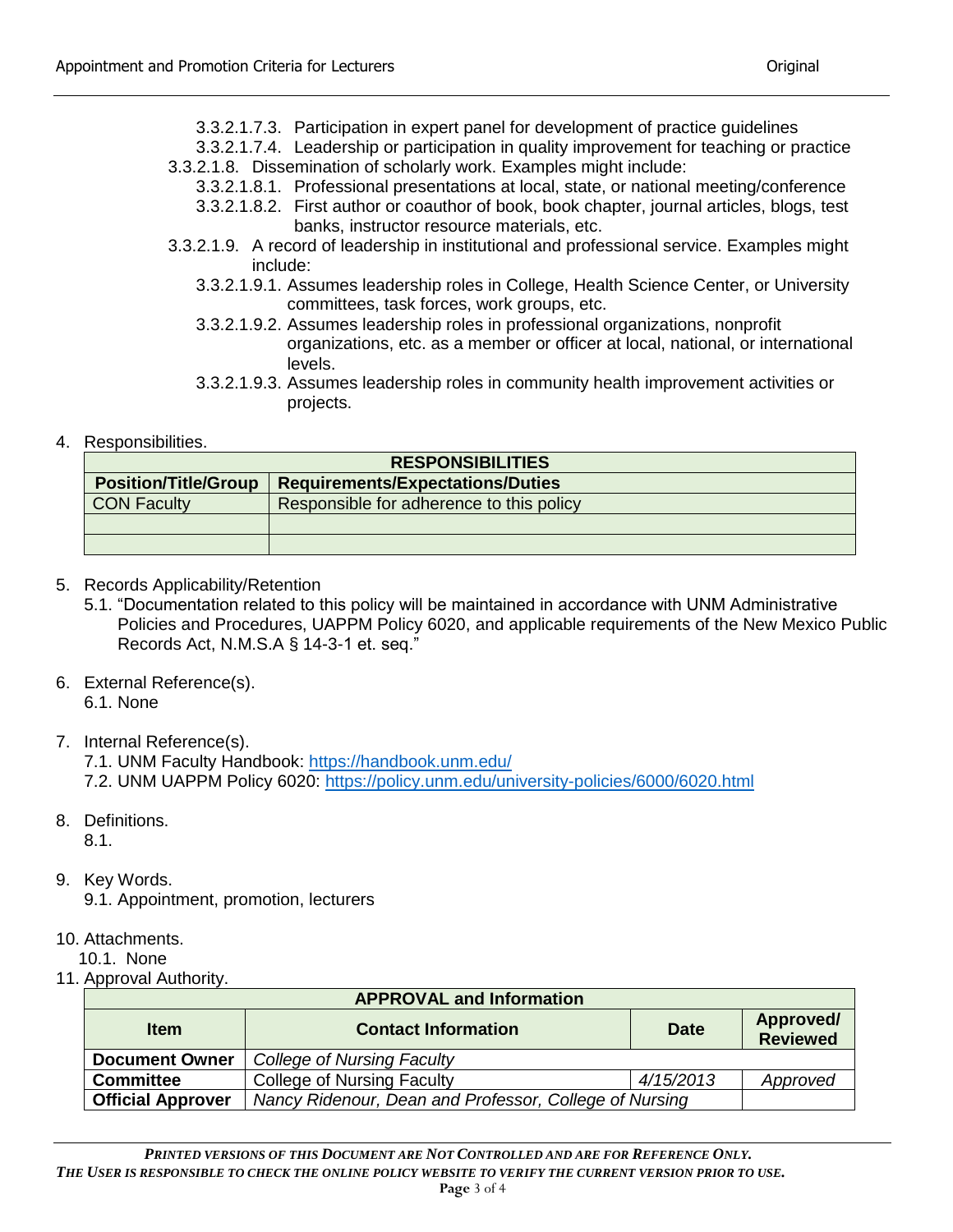- 3.3.2.1.7.3. Participation in expert panel for development of practice guidelines
- 3.3.2.1.7.4. Leadership or participation in quality improvement for teaching or practice
- 3.3.2.1.8. Dissemination of scholarly work. Examples might include:
  - 3.3.2.1.8.1. Professional presentations at local, state, or national meeting/conference
  - 3.3.2.1.8.2. First author or coauthor of book, book chapter, journal articles, blogs, test banks, instructor resource materials, etc.
- 3.3.2.1.9. A record of leadership in institutional and professional service. Examples might include:
  - 3.3.2.1.9.1. Assumes leadership roles in College, Health Science Center, or University committees, task forces, work groups, etc.
  - 3.3.2.1.9.2. Assumes leadership roles in professional organizations, nonprofit organizations, etc. as a member or officer at local, national, or international levels.
  - 3.3.2.1.9.3. Assumes leadership roles in community health improvement activities or projects.

4. Responsibilities.

| RESPONSIBILITIES | |
|---|---|
| **Position/Title/Group** | **Requirements/Expectations/Duties** |
| CON Faculty | Responsible for adherence to this policy |
| | |
| | |

5. Records Applicability/Retention
   5.1. "Documentation related to this policy will be maintained in accordance with UNM Administrative Policies and Procedures, UAPPM Policy 6020, and applicable requirements of the New Mexico Public Records Act, N.M.S.A § 14-3-1 et. seq."

6. External Reference(s).
   6.1. None

7. Internal Reference(s).
   7.1. UNM Faculty Handbook: https://handbook.unm.edu/
   7.2. UNM UAPPM Policy 6020: https://policy.unm.edu/university-policies/6000/6020.html

8. Definitions.
   8.1.

9. Key Words.
   9.1. Appointment, promotion, lecturers

10. Attachments.
    10.1. None

11. Approval Authority.

| APPROVAL and Information | | | |
|---|---|---|---|
| **Item** | **Contact Information** | **Date** | **Approved/ Reviewed** |
| **Document Owner** | *College of Nursing Faculty* | | |
| **Committee** | College of Nursing Faculty | *4/15/2013* | *Approved* |
| **Official Approver** | *Nancy Ridenour, Dean and Professor, College of Nursing* | | |

***Printed versions of this Document are Not Controlled and are for Reference Only.***
***The User is responsible to check the online policy website to verify the current version prior to use.***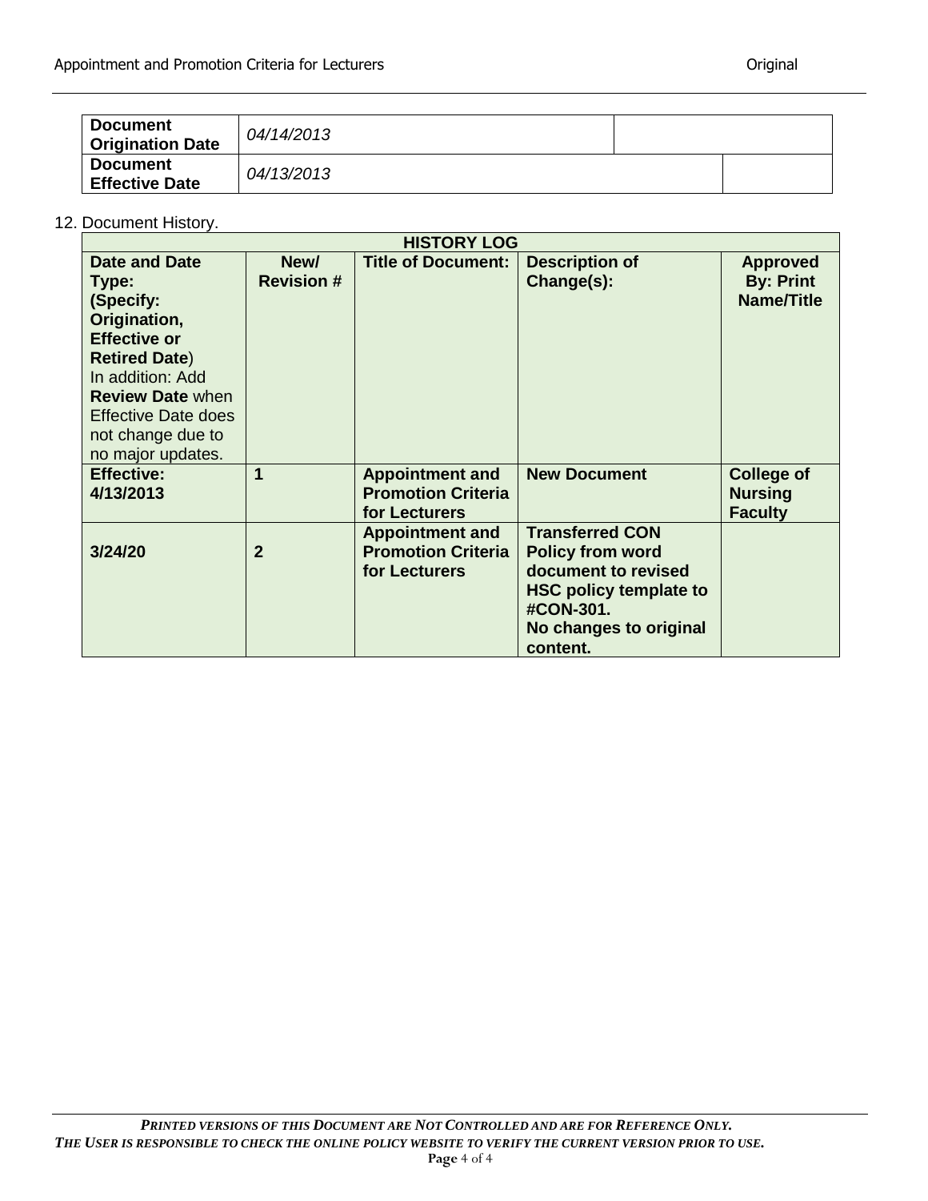| | | |
|---|---|---|
| **Document Origination Date** | *04/14/2013* | |
| **Document Effective Date** | *04/13/2013* | |

12. Document History.

| HISTORY LOG | | | | |
|---|---|---|---|---|
| **Date and Date Type: (Specify: Origination, Effective or Retired Date)** In addition: Add **Review Date** when Effective Date does not change due to no major updates. | **New/ Revision #** | **Title of Document:** | **Description of Change(s):** | **Approved By: Print Name/Title** |
| **Effective: 4/13/2013** | **1** | **Appointment and Promotion Criteria for Lecturers** | **New Document** | **College of Nursing Faculty** |
| **3/24/20** | **2** | **Appointment and Promotion Criteria for Lecturers** | **Transferred CON Policy from word document to revised HSC policy template to #CON-301. No changes to original content.** | |

***PRINTED VERSIONS OF THIS DOCUMENT ARE NOT CONTROLLED AND ARE FOR REFERENCE ONLY. THE USER IS RESPONSIBLE TO CHECK THE ONLINE POLICY WEBSITE TO VERIFY THE CURRENT VERSION PRIOR TO USE.***